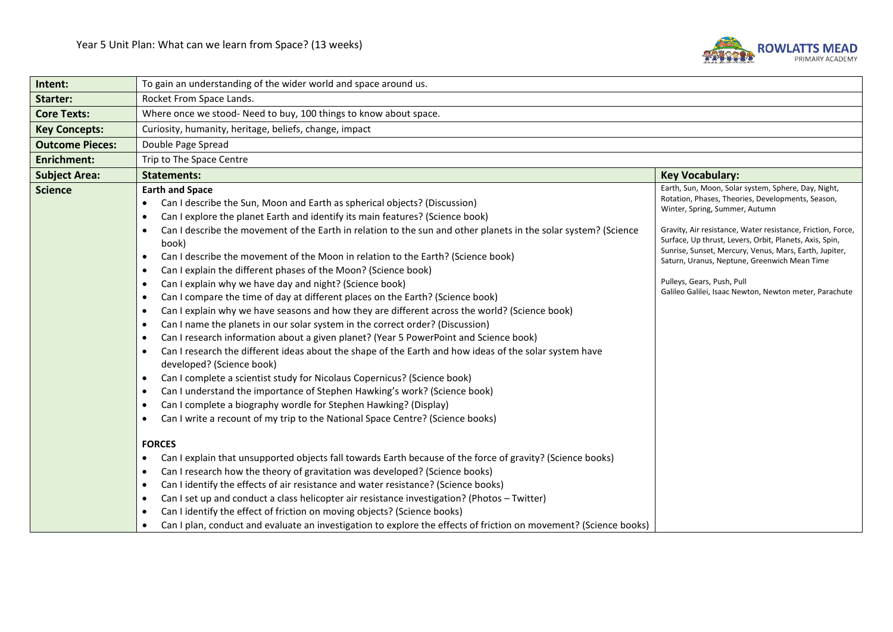# Year 5 Unit Plan: What can we learn from Space? (13 weeks)

| **Intent:** | To gain an understanding of the wider world and space around us. | |
|---|---|---|
| **Starter:** | Rocket From Space Lands. | |
| **Core Texts:** | Where once we stood- Need to buy, 100 things to know about space. | |
| **Key Concepts:** | Curiosity, humanity, heritage, beliefs, change, impact | |
| **Outcome Pieces:** | Double Page Spread | |
| **Enrichment:** | Trip to The Space Centre | |
| **Subject Area:** | **Statements:** | **Key Vocabulary:** |
| **Science** | **Earth and Space**<br>• Can I describe the Sun, Moon and Earth as spherical objects? (Discussion)<br>• Can I explore the planet Earth and identify its main features? (Science book)<br>• Can I describe the movement of the Earth in relation to the sun and other planets in the solar system? (Science book)<br>• Can I describe the movement of the Moon in relation to the Earth? (Science book)<br>• Can I explain the different phases of the Moon? (Science book)<br>• Can I explain why we have day and night? (Science book)<br>• Can I compare the time of day at different places on the Earth? (Science book)<br>• Can I explain why we have seasons and how they are different across the world? (Science book)<br>• Can I name the planets in our solar system in the correct order? (Discussion)<br>• Can I research information about a given planet? (Year 5 PowerPoint and Science book)<br>• Can I research the different ideas about the shape of the Earth and how ideas of the solar system have developed? (Science book)<br>• Can I complete a scientist study for Nicolaus Copernicus? (Science book)<br>• Can I understand the importance of Stephen Hawking's work? (Science book)<br>• Can I complete a biography wordle for Stephen Hawking? (Display)<br>• Can I write a recount of my trip to the National Space Centre? (Science books)<br><br>**FORCES**<br>• Can I explain that unsupported objects fall towards Earth because of the force of gravity? (Science books)<br>• Can I research how the theory of gravitation was developed? (Science books)<br>• Can I identify the effects of air resistance and water resistance? (Science books)<br>• Can I set up and conduct a class helicopter air resistance investigation? (Photos – Twitter)<br>• Can I identify the effect of friction on moving objects? (Science books)<br>• Can I plan, conduct and evaluate an investigation to explore the effects of friction on movement? (Science books) | Earth, Sun, Moon, Solar system, Sphere, Day, Night, Rotation, Phases, Theories, Developments, Season, Winter, Spring, Summer, Autumn<br><br>Gravity, Air resistance, Water resistance, Friction, Force, Surface, Up thrust, Levers, Orbit, Planets, Axis, Spin, Sunrise, Sunset, Mercury, Venus, Mars, Earth, Jupiter, Saturn, Uranus, Neptune, Greenwich Mean Time<br><br>Pulleys, Gears, Push, Pull<br>Galileo Galilei, Isaac Newton, Newton meter, Parachute |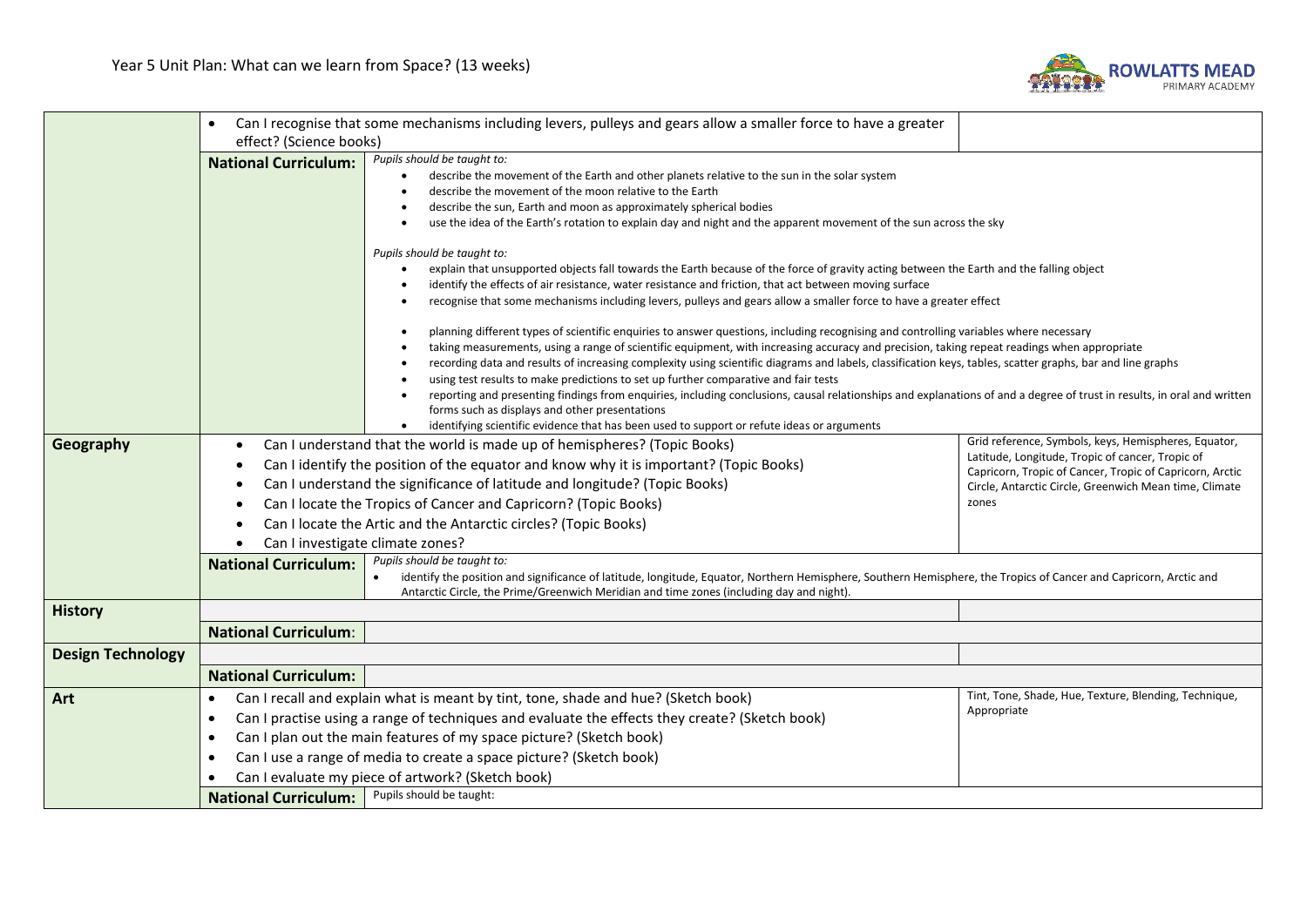Year 5 Unit Plan: What can we learn from Space? (13 weeks)

| Subject | | Content | Vocabulary |
|---|---|---|---|
| | • Can I recognise that some mechanisms including levers, pulleys and gears allow a smaller force to have a greater effect? (Science books) | | |
| | **National Curriculum:** | *Pupils should be taught to:*<br>• describe the movement of the Earth and other planets relative to the sun in the solar system<br>• describe the movement of the moon relative to the Earth<br>• describe the sun, Earth and moon as approximately spherical bodies<br>• use the idea of the Earth's rotation to explain day and night and the apparent movement of the sun across the sky<br><br>*Pupils should be taught to:*<br>• explain that unsupported objects fall towards the Earth because of the force of gravity acting between the Earth and the falling object<br>• identify the effects of air resistance, water resistance and friction, that act between moving surface<br>• recognise that some mechanisms including levers, pulleys and gears allow a smaller force to have a greater effect<br><br>• planning different types of scientific enquiries to answer questions, including recognising and controlling variables where necessary<br>• taking measurements, using a range of scientific equipment, with increasing accuracy and precision, taking repeat readings when appropriate<br>• recording data and results of increasing complexity using scientific diagrams and labels, classification keys, tables, scatter graphs, bar and line graphs<br>• using test results to make predictions to set up further comparative and fair tests<br>• reporting and presenting findings from enquiries, including conclusions, causal relationships and explanations of and a degree of trust in results, in oral and written forms such as displays and other presentations<br>• identifying scientific evidence that has been used to support or refute ideas or arguments | |
| **Geography** | • Can I understand that the world is made up of hemispheres? (Topic Books)<br>• Can I identify the position of the equator and know why it is important? (Topic Books)<br>• Can I understand the significance of latitude and longitude? (Topic Books)<br>• Can I locate the Tropics of Cancer and Capricorn? (Topic Books)<br>• Can I locate the Artic and the Antarctic circles? (Topic Books)<br>• Can I investigate climate zones? | | Grid reference, Symbols, keys, Hemispheres, Equator, Latitude, Longitude, Tropic of cancer, Tropic of Capricorn, Tropic of Cancer, Tropic of Capricorn, Arctic Circle, Antarctic Circle, Greenwich Mean time, Climate zones |
| | **National Curriculum:** | *Pupils should be taught to:*<br>• identify the position and significance of latitude, longitude, Equator, Northern Hemisphere, Southern Hemisphere, the Tropics of Cancer and Capricorn, Arctic and Antarctic Circle, the Prime/Greenwich Meridian and time zones (including day and night). | |
| **History** | | | |
| | **National Curriculum**: | | |
| **Design Technology** | | | |
| | **National Curriculum:** | | |
| **Art** | • Can I recall and explain what is meant by tint, tone, shade and hue? (Sketch book)<br>• Can I practise using a range of techniques and evaluate the effects they create? (Sketch book)<br>• Can I plan out the main features of my space picture? (Sketch book)<br>• Can I use a range of media to create a space picture? (Sketch book)<br>• Can I evaluate my piece of artwork? (Sketch book) | | Tint, Tone, Shade, Hue, Texture, Blending, Technique, Appropriate |
| | **National Curriculum:** | Pupils should be taught: | |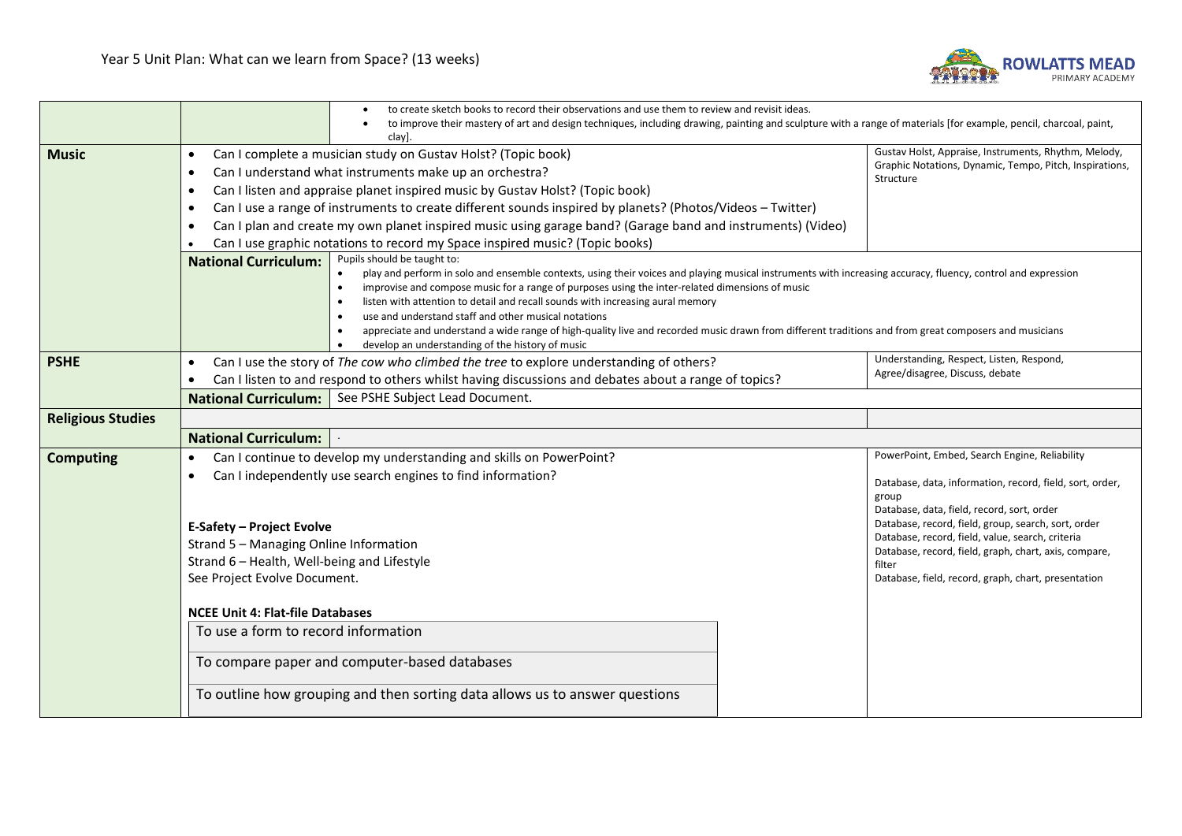Year 5 Unit Plan: What can we learn from Space? (13 weeks)

| Subject | Objectives | | Vocabulary |
|---|---|---|---|
| | | • to create sketch books to record their observations and use them to review and revisit ideas.<br>• to improve their mastery of art and design techniques, including drawing, painting and sculpture with a range of materials [for example, pencil, charcoal, paint, clay]. | |
| **Music** | • Can I complete a musician study on Gustav Holst? (Topic book)<br>• Can I understand what instruments make up an orchestra?<br>• Can I listen and appraise planet inspired music by Gustav Holst? (Topic book)<br>• Can I use a range of instruments to create different sounds inspired by planets? (Photos/Videos – Twitter)<br>• Can I plan and create my own planet inspired music using garage band? (Garage band and instruments) (Video)<br>• Can I use graphic notations to record my Space inspired music? (Topic books) | | Gustav Holst, Appraise, Instruments, Rhythm, Melody, Graphic Notations, Dynamic, Tempo, Pitch, Inspirations, Structure |
| | **National Curriculum:** | Pupils should be taught to:<br>• play and perform in solo and ensemble contexts, using their voices and playing musical instruments with increasing accuracy, fluency, control and expression<br>• improvise and compose music for a range of purposes using the inter-related dimensions of music<br>• listen with attention to detail and recall sounds with increasing aural memory<br>• use and understand staff and other musical notations<br>• appreciate and understand a wide range of high-quality live and recorded music drawn from different traditions and from great composers and musicians<br>• develop an understanding of the history of music | |
| **PSHE** | • Can I use the story of *The cow who climbed the tree* to explore understanding of others?<br>• Can I listen to and respond to others whilst having discussions and debates about a range of topics? | | Understanding, Respect, Listen, Respond, Agree/disagree, Discuss, debate |
| | **National Curriculum:** | See PSHE Subject Lead Document. | |
| **Religious Studies** | | | |
| | **National Curriculum:** | . | |
| **Computing** | • Can I continue to develop my understanding and skills on PowerPoint?<br>• Can I independently use search engines to find information?<br><br>**E-Safety – Project Evolve**<br>Strand 5 – Managing Online Information<br>Strand 6 – Health, Well-being and Lifestyle<br>See Project Evolve Document.<br><br>**NCEE Unit 4: Flat-file Databases**<br>To use a form to record information<br>To compare paper and computer-based databases<br>To outline how grouping and then sorting data allows us to answer questions | | PowerPoint, Embed, Search Engine, Reliability<br><br>Database, data, information, record, field, sort, order, group<br>Database, data, field, record, sort, order<br>Database, record, field, group, search, sort, order<br>Database, record, field, value, search, criteria<br>Database, record, field, graph, chart, axis, compare, filter<br>Database, field, record, graph, chart, presentation |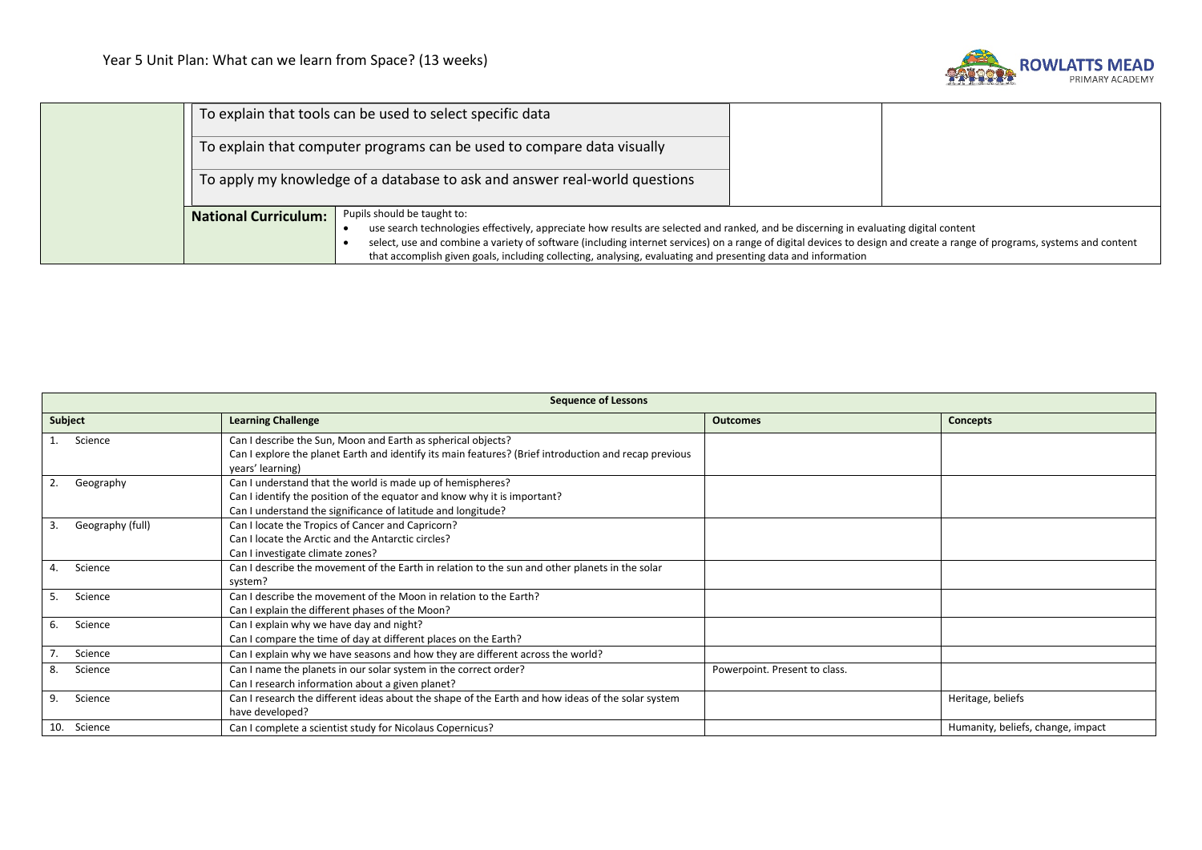# Year 5 Unit Plan: What can we learn from Space? (13 weeks)

| | | | |
|---|---|---|---|
| | To explain that tools can be used to select specific data | | |
| | To explain that computer programs can be used to compare data visually | | |
| | To apply my knowledge of a database to ask and answer real-world questions | | |
| | **National Curriculum:** | Pupils should be taught to:<br>• use search technologies effectively, appreciate how results are selected and ranked, and be discerning in evaluating digital content<br>• select, use and combine a variety of software (including internet services) on a range of digital devices to design and create a range of programs, systems and content that accomplish given goals, including collecting, analysing, evaluating and presenting data and information | |

| **Sequence of Lessons** | | | |
|---|---|---|---|
| **Subject** | **Learning Challenge** | **Outcomes** | **Concepts** |
| 1. Science | Can I describe the Sun, Moon and Earth as spherical objects?<br>Can I explore the planet Earth and identify its main features? (Brief introduction and recap previous years' learning) | | |
| 2. Geography | Can I understand that the world is made up of hemispheres?<br>Can I identify the position of the equator and know why it is important?<br>Can I understand the significance of latitude and longitude? | | |
| 3. Geography (full) | Can I locate the Tropics of Cancer and Capricorn?<br>Can I locate the Arctic and the Antarctic circles?<br>Can I investigate climate zones? | | |
| 4. Science | Can I describe the movement of the Earth in relation to the sun and other planets in the solar system? | | |
| 5. Science | Can I describe the movement of the Moon in relation to the Earth?<br>Can I explain the different phases of the Moon? | | |
| 6. Science | Can I explain why we have day and night?<br>Can I compare the time of day at different places on the Earth? | | |
| 7. Science | Can I explain why we have seasons and how they are different across the world? | | |
| 8. Science | Can I name the planets in our solar system in the correct order?<br>Can I research information about a given planet? | Powerpoint. Present to class. | |
| 9. Science | Can I research the different ideas about the shape of the Earth and how ideas of the solar system have developed? | | Heritage, beliefs |
| 10. Science | Can I complete a scientist study for Nicolaus Copernicus? | | Humanity, beliefs, change, impact |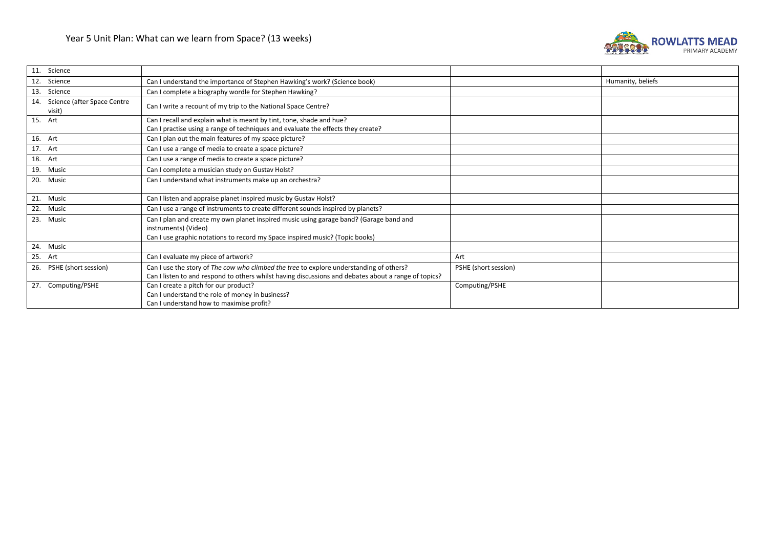# Year 5 Unit Plan: What can we learn from Space? (13 weeks)

| | | | |
|---|---|---|---|
| 11. Science | | | |
| 12. Science | Can I understand the importance of Stephen Hawking's work? (Science book) | | Humanity, beliefs |
| 13. Science | Can I complete a biography wordle for Stephen Hawking? | | |
| 14. Science (after Space Centre visit) | Can I write a recount of my trip to the National Space Centre? | | |
| 15. Art | Can I recall and explain what is meant by tint, tone, shade and hue?<br>Can I practise using a range of techniques and evaluate the effects they create? | | |
| 16. Art | Can I plan out the main features of my space picture? | | |
| 17. Art | Can I use a range of media to create a space picture? | | |
| 18. Art | Can I use a range of media to create a space picture? | | |
| 19. Music | Can I complete a musician study on Gustav Holst? | | |
| 20. Music | Can I understand what instruments make up an orchestra? | | |
| 21. Music | Can I listen and appraise planet inspired music by Gustav Holst? | | |
| 22. Music | Can I use a range of instruments to create different sounds inspired by planets? | | |
| 23. Music | Can I plan and create my own planet inspired music using garage band? (Garage band and instruments) (Video)<br>Can I use graphic notations to record my Space inspired music? (Topic books) | | |
| 24. Music | | | |
| 25. Art | Can I evaluate my piece of artwork? | Art | |
| 26. PSHE (short session) | Can I use the story of *The cow who climbed the tree* to explore understanding of others?<br>Can I listen to and respond to others whilst having discussions and debates about a range of topics? | PSHE (short session) | |
| 27. Computing/PSHE | Can I create a pitch for our product?<br>Can I understand the role of money in business?<br>Can I understand how to maximise profit? | Computing/PSHE | |